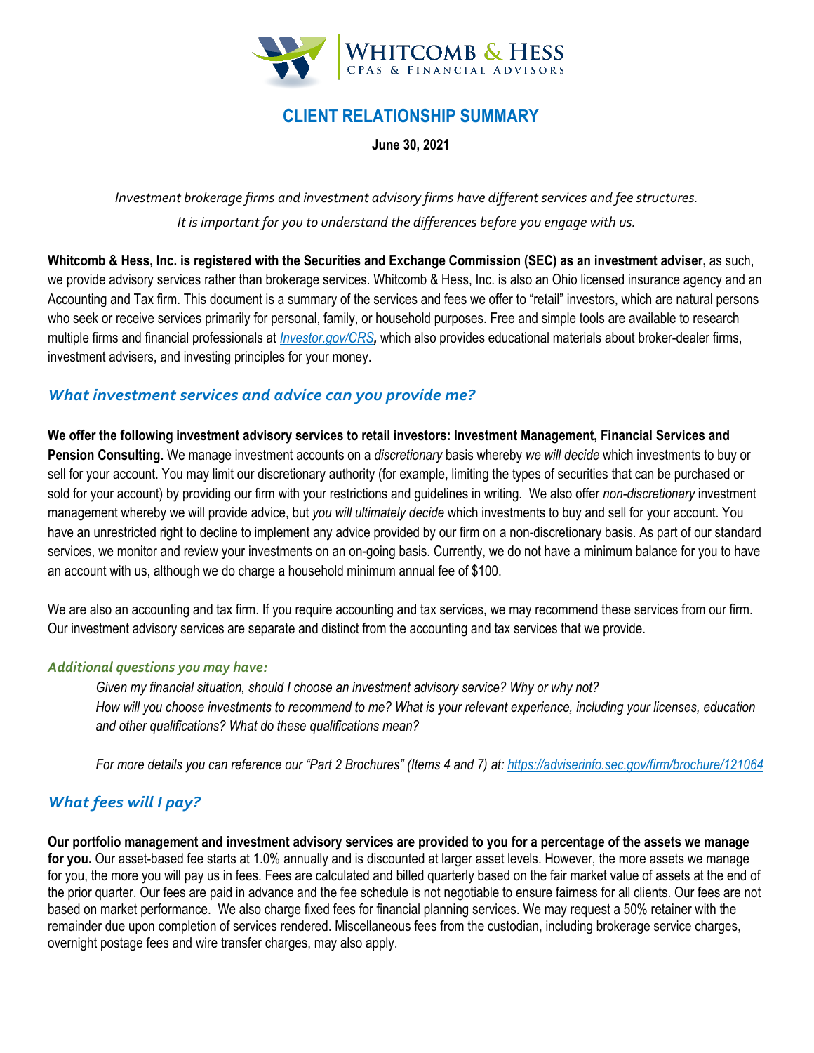# CLIENT RELATIONSHIP SUMMARY

**June 30, 2021**

*Investment brokerage firms and investment advisory firms have different services and fee structures. It is important for you to understand the differences before you engage with us.*

**Whitcomb & Hess, Inc. is registered with the Securities and Exchange Commission (SEC) as an investment adviser,** as such, we provide advisory services rather than brokerage services. Whitcomb & Hess, Inc. is also an Ohio licensed insurance agency and an Accounting and Tax firm. This document is a summary of the services and fees we offer to "retail" investors, which are natural persons who seek or receive services primarily for personal, family, or household purposes. Free and simple tools are available to research multiple firms and financial professionals at *Investor.gov/CRS*, which also provides educational materials about broker-dealer firms, investment advisers, and investing principles for your money.

## *What investment services and advice can you provide me?*

**We offer the following investment advisory services to retail investors: Investment Management, Financial Services and Pension Consulting.** We manage investment accounts on a *discretionary* basis whereby *we will decide* which investments to buy or sell for your account. You may limit our discretionary authority (for example, limiting the types of securities that can be purchased or sold for your account) by providing our firm with your restrictions and guidelines in writing. We also offer *non-discretionary* investment management whereby we will provide advice, but *you will ultimately decide* which investments to buy and sell for your account. You have an unrestricted right to decline to implement any advice provided by our firm on a non-discretionary basis. As part of our standard services, we monitor and review your investments on an on-going basis. Currently, we do not have a minimum balance for you to have an account with us, although we do charge a household minimum annual fee of $100.

We are also an accounting and tax firm. If you require accounting and tax services, we may recommend these services from our firm. Our investment advisory services are separate and distinct from the accounting and tax services that we provide.

### *Additional questions you may have:*

*Given my financial situation, should I choose an investment advisory service? Why or why not?*
*How will you choose investments to recommend to me? What is your relevant experience, including your licenses, education and other qualifications? What do these qualifications mean?*

*For more details you can reference our "Part 2 Brochures" (Items 4 and 7) at: https://adviserinfo.sec.gov/firm/brochure/121064*

## *What fees will I pay?*

**Our portfolio management and investment advisory services are provided to you for a percentage of the assets we manage for you.** Our asset-based fee starts at 1.0% annually and is discounted at larger asset levels. However, the more assets we manage for you, the more you will pay us in fees. Fees are calculated and billed quarterly based on the fair market value of assets at the end of the prior quarter. Our fees are paid in advance and the fee schedule is not negotiable to ensure fairness for all clients. Our fees are not based on market performance. We also charge fixed fees for financial planning services. We may request a 50% retainer with the remainder due upon completion of services rendered. Miscellaneous fees from the custodian, including brokerage service charges, overnight postage fees and wire transfer charges, may also apply.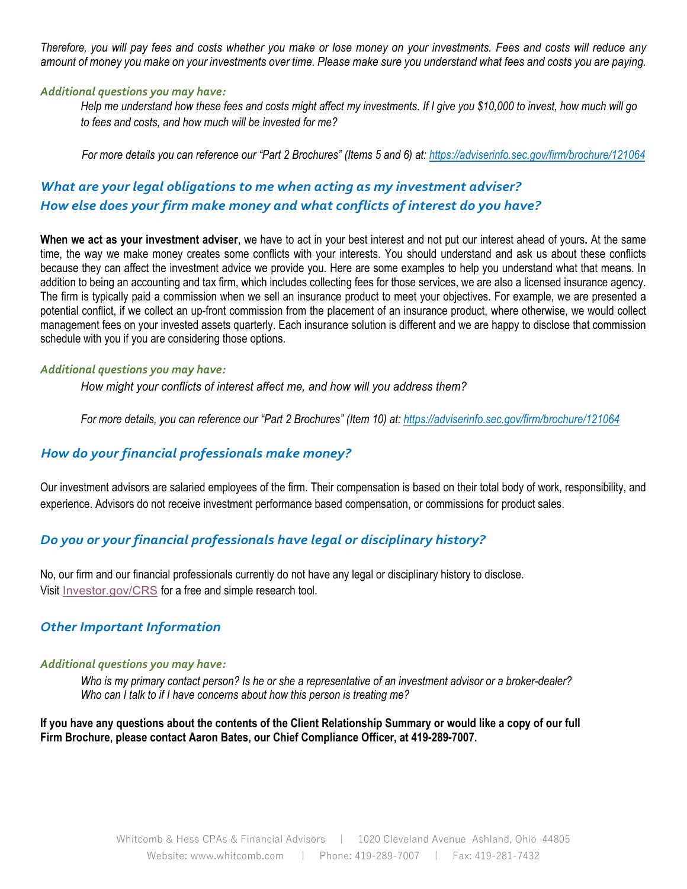*Therefore, you will pay fees and costs whether you make or lose money on your investments. Fees and costs will reduce any amount of money you make on your investments over time. Please make sure you understand what fees and costs you are paying.*

*Additional questions you may have:*

> *Help me understand how these fees and costs might affect my investments. If I give you $10,000 to invest, how much will go to fees and costs, and how much will be invested for me?*
>
> *For more details you can reference our "Part 2 Brochures" (Items 5 and 6) at: https://adviserinfo.sec.gov/firm/brochure/121064*

## *What are your legal obligations to me when acting as my investment adviser? How else does your firm make money and what conflicts of interest do you have?*

**When we act as your investment adviser**, we have to act in your best interest and not put our interest ahead of yours**.** At the same time, the way we make money creates some conflicts with your interests. You should understand and ask us about these conflicts because they can affect the investment advice we provide you. Here are some examples to help you understand what that means. In addition to being an accounting and tax firm, which includes collecting fees for those services, we are also a licensed insurance agency. The firm is typically paid a commission when we sell an insurance product to meet your objectives. For example, we are presented a potential conflict, if we collect an up-front commission from the placement of an insurance product, where otherwise, we would collect management fees on your invested assets quarterly. Each insurance solution is different and we are happy to disclose that commission schedule with you if you are considering those options.

*Additional questions you may have:*

> *How might your conflicts of interest affect me, and how will you address them?*
>
> *For more details, you can reference our "Part 2 Brochures" (Item 10) at: https://adviserinfo.sec.gov/firm/brochure/121064*

## *How do your financial professionals make money?*

Our investment advisors are salaried employees of the firm. Their compensation is based on their total body of work, responsibility, and experience. Advisors do not receive investment performance based compensation, or commissions for product sales.

## *Do you or your financial professionals have legal or disciplinary history?*

No, our firm and our financial professionals currently do not have any legal or disciplinary history to disclose.
Visit Investor.gov/CRS for a free and simple research tool.

## *Other Important Information*

*Additional questions you may have:*

> *Who is my primary contact person? Is he or she a representative of an investment advisor or a broker-dealer? Who can I talk to if I have concerns about how this person is treating me?*

**If you have any questions about the contents of the Client Relationship Summary or would like a copy of our full Firm Brochure, please contact Aaron Bates, our Chief Compliance Officer, at 419-289-7007.**